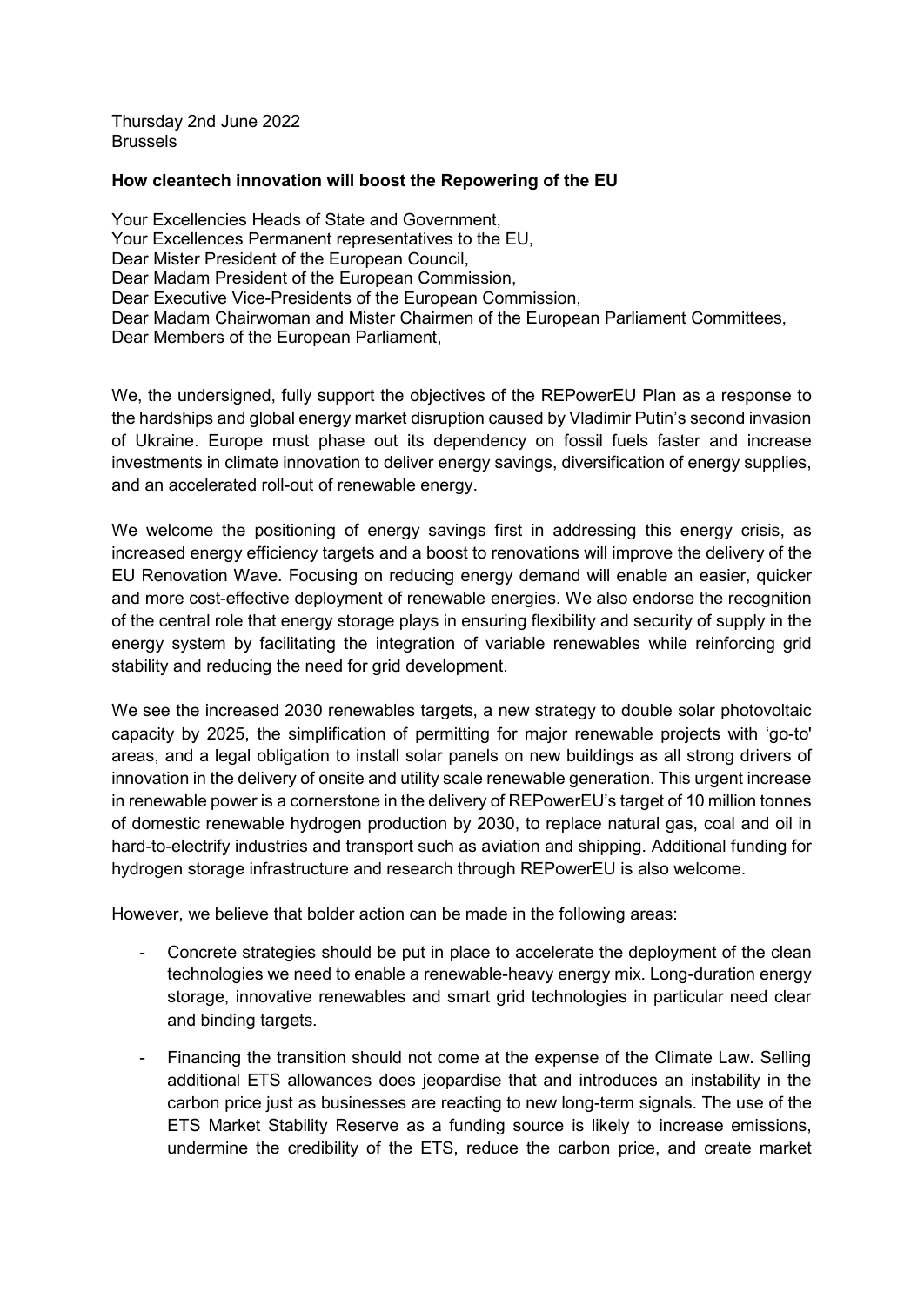Thursday 2nd June 2022
Brussels

**How cleantech innovation will boost the Repowering of the EU**

Your Excellencies Heads of State and Government,
Your Excellences Permanent representatives to the EU,
Dear Mister President of the European Council,
Dear Madam President of the European Commission,
Dear Executive Vice-Presidents of the European Commission,
Dear Madam Chairwoman and Mister Chairmen of the European Parliament Committees,
Dear Members of the European Parliament,

We, the undersigned, fully support the objectives of the REPowerEU Plan as a response to the hardships and global energy market disruption caused by Vladimir Putin's second invasion of Ukraine. Europe must phase out its dependency on fossil fuels faster and increase investments in climate innovation to deliver energy savings, diversification of energy supplies, and an accelerated roll-out of renewable energy.

We welcome the positioning of energy savings first in addressing this energy crisis, as increased energy efficiency targets and a boost to renovations will improve the delivery of the EU Renovation Wave. Focusing on reducing energy demand will enable an easier, quicker and more cost-effective deployment of renewable energies. We also endorse the recognition of the central role that energy storage plays in ensuring flexibility and security of supply in the energy system by facilitating the integration of variable renewables while reinforcing grid stability and reducing the need for grid development.

We see the increased 2030 renewables targets, a new strategy to double solar photovoltaic capacity by 2025, the simplification of permitting for major renewable projects with 'go-to' areas, and a legal obligation to install solar panels on new buildings as all strong drivers of innovation in the delivery of onsite and utility scale renewable generation. This urgent increase in renewable power is a cornerstone in the delivery of REPowerEU's target of 10 million tonnes of domestic renewable hydrogen production by 2030, to replace natural gas, coal and oil in hard-to-electrify industries and transport such as aviation and shipping. Additional funding for hydrogen storage infrastructure and research through REPowerEU is also welcome.

However, we believe that bolder action can be made in the following areas:

- Concrete strategies should be put in place to accelerate the deployment of the clean technologies we need to enable a renewable-heavy energy mix. Long-duration energy storage, innovative renewables and smart grid technologies in particular need clear and binding targets.
- Financing the transition should not come at the expense of the Climate Law. Selling additional ETS allowances does jeopardise that and introduces an instability in the carbon price just as businesses are reacting to new long-term signals. The use of the ETS Market Stability Reserve as a funding source is likely to increase emissions, undermine the credibility of the ETS, reduce the carbon price, and create market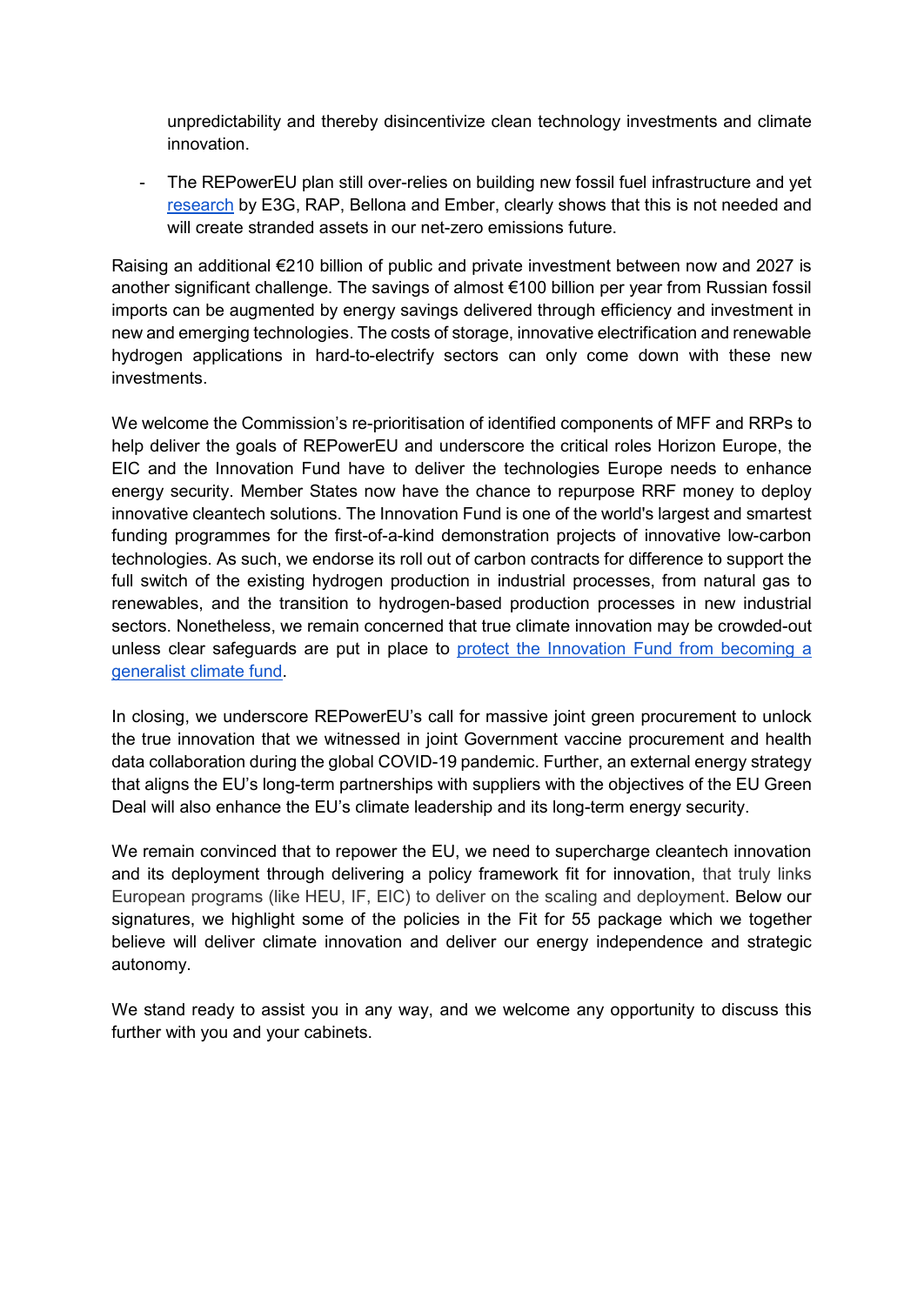unpredictability and thereby disincentivize clean technology investments and climate innovation.

- The REPowerEU plan still over-relies on building new fossil fuel infrastructure and yet [research](#) by E3G, RAP, Bellona and Ember, clearly shows that this is not needed and will create stranded assets in our net-zero emissions future.

Raising an additional €210 billion of public and private investment between now and 2027 is another significant challenge. The savings of almost €100 billion per year from Russian fossil imports can be augmented by energy savings delivered through efficiency and investment in new and emerging technologies. The costs of storage, innovative electrification and renewable hydrogen applications in hard-to-electrify sectors can only come down with these new investments.

We welcome the Commission's re-prioritisation of identified components of MFF and RRPs to help deliver the goals of REPowerEU and underscore the critical roles Horizon Europe, the EIC and the Innovation Fund have to deliver the technologies Europe needs to enhance energy security. Member States now have the chance to repurpose RRF money to deploy innovative cleantech solutions. The Innovation Fund is one of the world's largest and smartest funding programmes for the first-of-a-kind demonstration projects of innovative low-carbon technologies. As such, we endorse its roll out of carbon contracts for difference to support the full switch of the existing hydrogen production in industrial processes, from natural gas to renewables, and the transition to hydrogen-based production processes in new industrial sectors. Nonetheless, we remain concerned that true climate innovation may be crowded-out unless clear safeguards are put in place to [protect the Innovation Fund from becoming a generalist climate fund](#).

In closing, we underscore REPowerEU's call for massive joint green procurement to unlock the true innovation that we witnessed in joint Government vaccine procurement and health data collaboration during the global COVID-19 pandemic. Further, an external energy strategy that aligns the EU's long-term partnerships with suppliers with the objectives of the EU Green Deal will also enhance the EU's climate leadership and its long-term energy security.

We remain convinced that to repower the EU, we need to supercharge cleantech innovation and its deployment through delivering a policy framework fit for innovation, that truly links European programs (like HEU, IF, EIC) to deliver on the scaling and deployment. Below our signatures, we highlight some of the policies in the Fit for 55 package which we together believe will deliver climate innovation and deliver our energy independence and strategic autonomy.

We stand ready to assist you in any way, and we welcome any opportunity to discuss this further with you and your cabinets.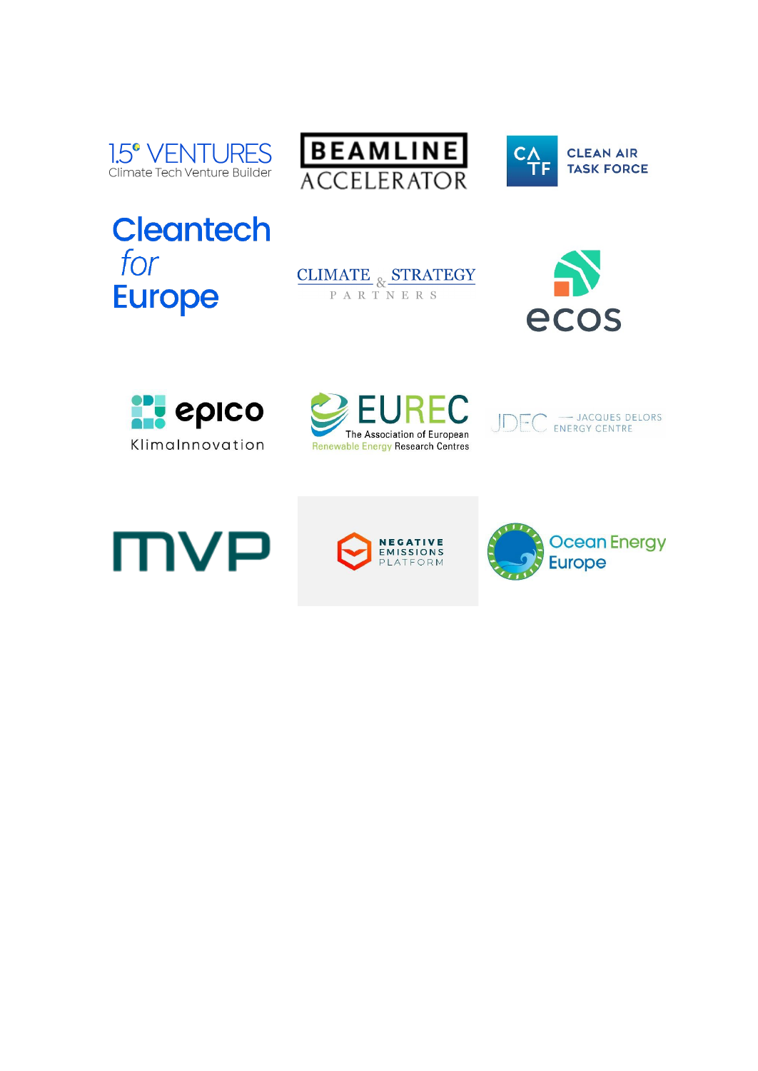1.5° VENTURES
Climate Tech Venture Builder

BEAMLINE ACCELERATOR

CATF CLEAN AIR TASK FORCE

Cleantech for Europe

CLIMATE & STRATEGY PARTNERS

ecos

epico KlimaInnovation

EUREC The Association of European Renewable Energy Research Centres

JDEC JACQUES DELORS ENERGY CENTRE

MVP

NEGATIVE EMISSIONS PLATFORM

Ocean Energy Europe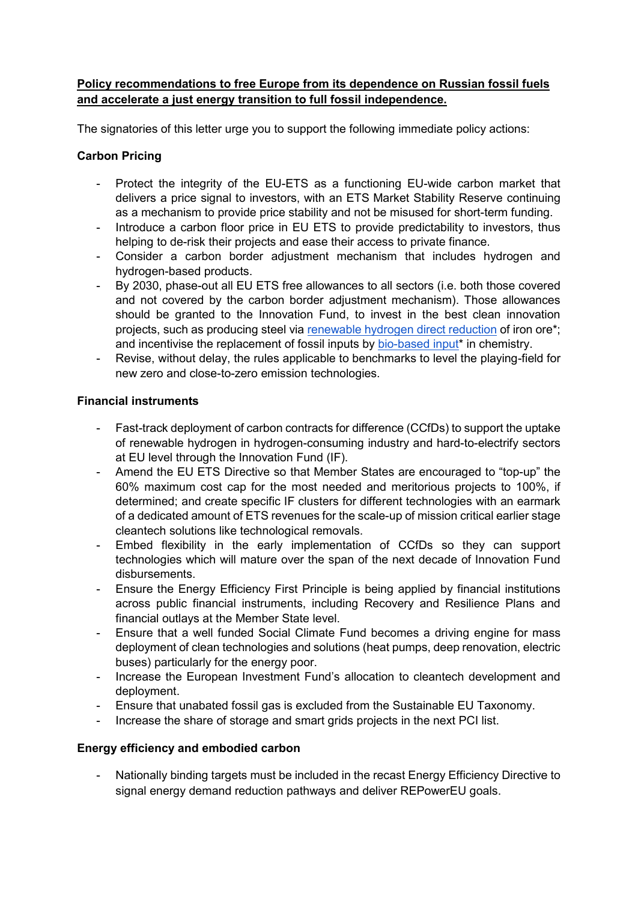**Policy recommendations to free Europe from its dependence on Russian fossil fuels and accelerate a just energy transition to full fossil independence.**

The signatories of this letter urge you to support the following immediate policy actions:

**Carbon Pricing**

- Protect the integrity of the EU-ETS as a functioning EU-wide carbon market that delivers a price signal to investors, with an ETS Market Stability Reserve continuing as a mechanism to provide price stability and not be misused for short-term funding.
- Introduce a carbon floor price in EU ETS to provide predictability to investors, thus helping to de-risk their projects and ease their access to private finance.
- Consider a carbon border adjustment mechanism that includes hydrogen and hydrogen-based products.
- By 2030, phase-out all EU ETS free allowances to all sectors (i.e. both those covered and not covered by the carbon border adjustment mechanism). Those allowances should be granted to the Innovation Fund, to invest in the best clean innovation projects, such as producing steel via renewable hydrogen direct reduction of iron ore*; and incentivise the replacement of fossil inputs by bio-based input* in chemistry.
- Revise, without delay, the rules applicable to benchmarks to level the playing-field for new zero and close-to-zero emission technologies.

**Financial instruments**

- Fast-track deployment of carbon contracts for difference (CCfDs) to support the uptake of renewable hydrogen in hydrogen-consuming industry and hard-to-electrify sectors at EU level through the Innovation Fund (IF).
- Amend the EU ETS Directive so that Member States are encouraged to "top-up" the 60% maximum cost cap for the most needed and meritorious projects to 100%, if determined; and create specific IF clusters for different technologies with an earmark of a dedicated amount of ETS revenues for the scale-up of mission critical earlier stage cleantech solutions like technological removals.
- Embed flexibility in the early implementation of CCfDs so they can support technologies which will mature over the span of the next decade of Innovation Fund disbursements.
- Ensure the Energy Efficiency First Principle is being applied by financial institutions across public financial instruments, including Recovery and Resilience Plans and financial outlays at the Member State level.
- Ensure that a well funded Social Climate Fund becomes a driving engine for mass deployment of clean technologies and solutions (heat pumps, deep renovation, electric buses) particularly for the energy poor.
- Increase the European Investment Fund's allocation to cleantech development and deployment.
- Ensure that unabated fossil gas is excluded from the Sustainable EU Taxonomy.
- Increase the share of storage and smart grids projects in the next PCI list.

**Energy efficiency and embodied carbon**

- Nationally binding targets must be included in the recast Energy Efficiency Directive to signal energy demand reduction pathways and deliver REPowerEU goals.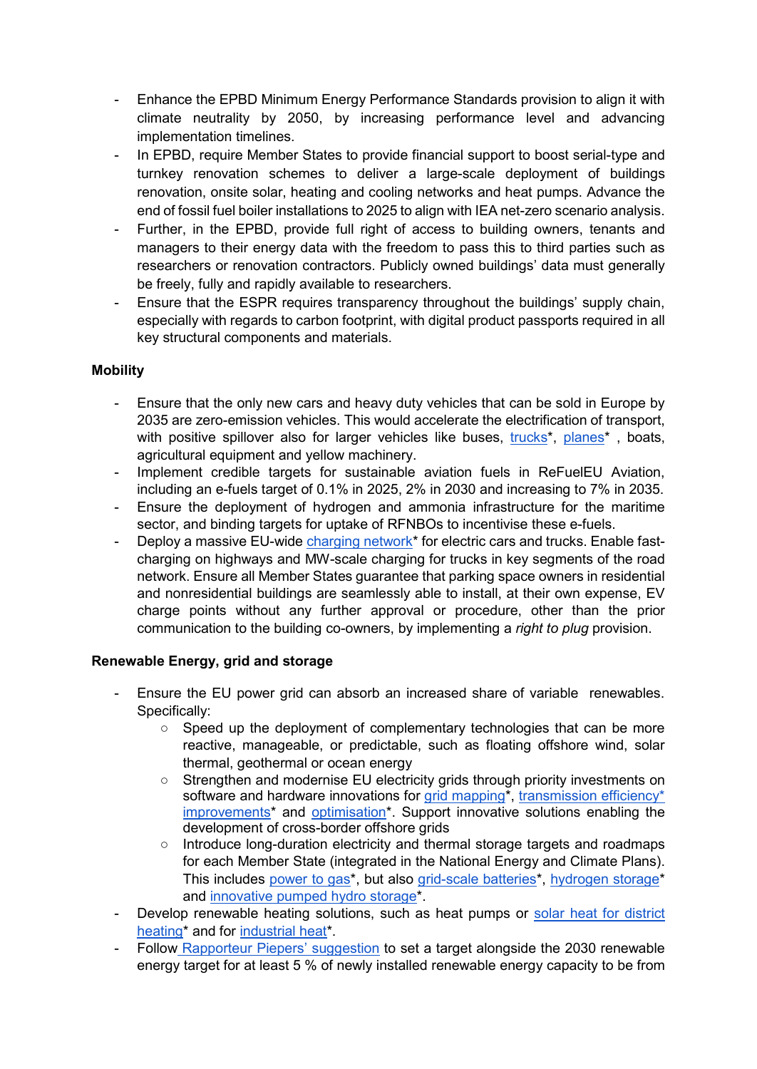- Enhance the EPBD Minimum Energy Performance Standards provision to align it with climate neutrality by 2050, by increasing performance level and advancing implementation timelines.
- In EPBD, require Member States to provide financial support to boost serial-type and turnkey renovation schemes to deliver a large-scale deployment of buildings renovation, onsite solar, heating and cooling networks and heat pumps. Advance the end of fossil fuel boiler installations to 2025 to align with IEA net-zero scenario analysis.
- Further, in the EPBD, provide full right of access to building owners, tenants and managers to their energy data with the freedom to pass this to third parties such as researchers or renovation contractors. Publicly owned buildings' data must generally be freely, fully and rapidly available to researchers.
- Ensure that the ESPR requires transparency throughout the buildings' supply chain, especially with regards to carbon footprint, with digital product passports required in all key structural components and materials.

**Mobility**

- Ensure that the only new cars and heavy duty vehicles that can be sold in Europe by 2035 are zero-emission vehicles. This would accelerate the electrification of transport, with positive spillover also for larger vehicles like buses, trucks*, planes* , boats, agricultural equipment and yellow machinery.
- Implement credible targets for sustainable aviation fuels in ReFuelEU Aviation, including an e-fuels target of 0.1% in 2025, 2% in 2030 and increasing to 7% in 2035.
- Ensure the deployment of hydrogen and ammonia infrastructure for the maritime sector, and binding targets for uptake of RFNBOs to incentivise these e-fuels.
- Deploy a massive EU-wide charging network* for electric cars and trucks. Enable fast-charging on highways and MW-scale charging for trucks in key segments of the road network. Ensure all Member States guarantee that parking space owners in residential and nonresidential buildings are seamlessly able to install, at their own expense, EV charge points without any further approval or procedure, other than the prior communication to the building co-owners, by implementing a *right to plug* provision.

**Renewable Energy, grid and storage**

- Ensure the EU power grid can absorb an increased share of variable renewables. Specifically:
  - Speed up the deployment of complementary technologies that can be more reactive, manageable, or predictable, such as floating offshore wind, solar thermal, geothermal or ocean energy
  - Strengthen and modernise EU electricity grids through priority investments on software and hardware innovations for grid mapping*, transmission efficiency* improvements* and optimisation*. Support innovative solutions enabling the development of cross-border offshore grids
  - Introduce long-duration electricity and thermal storage targets and roadmaps for each Member State (integrated in the National Energy and Climate Plans). This includes power to gas*, but also grid-scale batteries*, hydrogen storage* and innovative pumped hydro storage*.
- Develop renewable heating solutions, such as heat pumps or solar heat for district heating* and for industrial heat*.
- Follow Rapporteur Piepers' suggestion to set a target alongside the 2030 renewable energy target for at least 5 % of newly installed renewable energy capacity to be from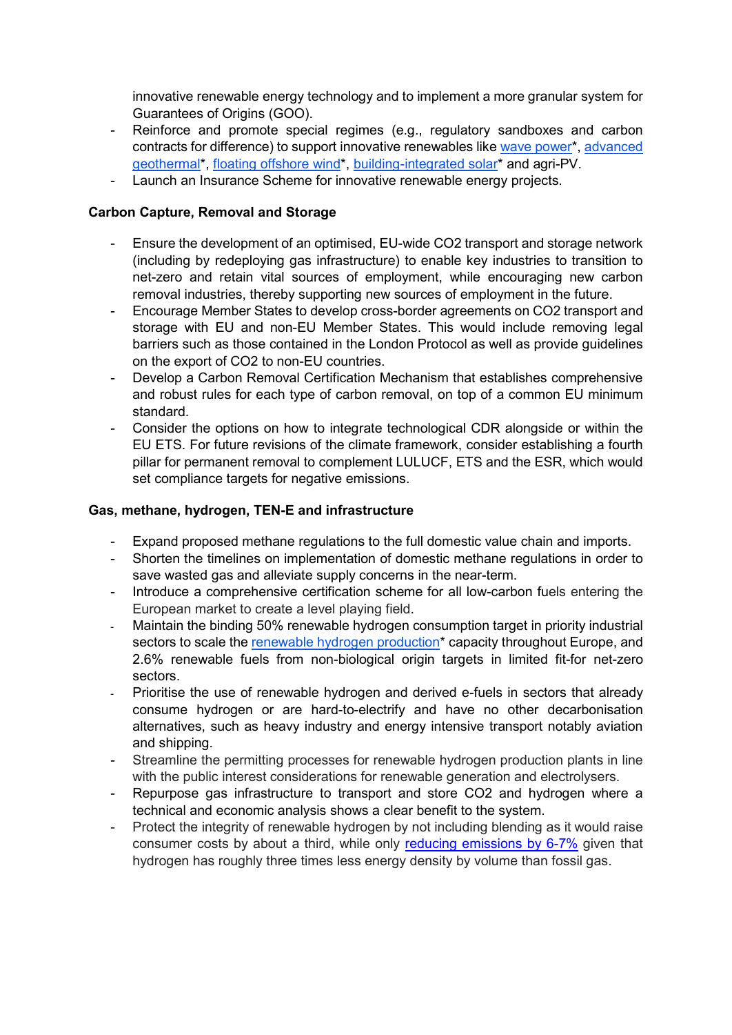- innovative renewable energy technology and to implement a more granular system for Guarantees of Origins (GOO).
- Reinforce and promote special regimes (e.g., regulatory sandboxes and carbon contracts for difference) to support innovative renewables like wave power*, advanced geothermal*, floating offshore wind*, building-integrated solar* and agri-PV.
- Launch an Insurance Scheme for innovative renewable energy projects.

**Carbon Capture, Removal and Storage**

- Ensure the development of an optimised, EU-wide CO2 transport and storage network (including by redeploying gas infrastructure) to enable key industries to transition to net-zero and retain vital sources of employment, while encouraging new carbon removal industries, thereby supporting new sources of employment in the future.
- Encourage Member States to develop cross-border agreements on CO2 transport and storage with EU and non-EU Member States. This would include removing legal barriers such as those contained in the London Protocol as well as provide guidelines on the export of CO2 to non-EU countries.
- Develop a Carbon Removal Certification Mechanism that establishes comprehensive and robust rules for each type of carbon removal, on top of a common EU minimum standard.
- Consider the options on how to integrate technological CDR alongside or within the EU ETS. For future revisions of the climate framework, consider establishing a fourth pillar for permanent removal to complement LULUCF, ETS and the ESR, which would set compliance targets for negative emissions.

**Gas, methane, hydrogen, TEN-E and infrastructure**

- Expand proposed methane regulations to the full domestic value chain and imports.
- Shorten the timelines on implementation of domestic methane regulations in order to save wasted gas and alleviate supply concerns in the near-term.
- Introduce a comprehensive certification scheme for all low-carbon fuels entering the European market to create a level playing field.
- Maintain the binding 50% renewable hydrogen consumption target in priority industrial sectors to scale the renewable hydrogen production* capacity throughout Europe, and 2.6% renewable fuels from non-biological origin targets in limited fit-for net-zero sectors.
- Prioritise the use of renewable hydrogen and derived e-fuels in sectors that already consume hydrogen or are hard-to-electrify and have no other decarbonisation alternatives, such as heavy industry and energy intensive transport notably aviation and shipping.
- Streamline the permitting processes for renewable hydrogen production plants in line with the public interest considerations for renewable generation and electrolysers.
- Repurpose gas infrastructure to transport and store CO2 and hydrogen where a technical and economic analysis shows a clear benefit to the system.
- Protect the integrity of renewable hydrogen by not including blending as it would raise consumer costs by about a third, while only reducing emissions by 6-7% given that hydrogen has roughly three times less energy density by volume than fossil gas.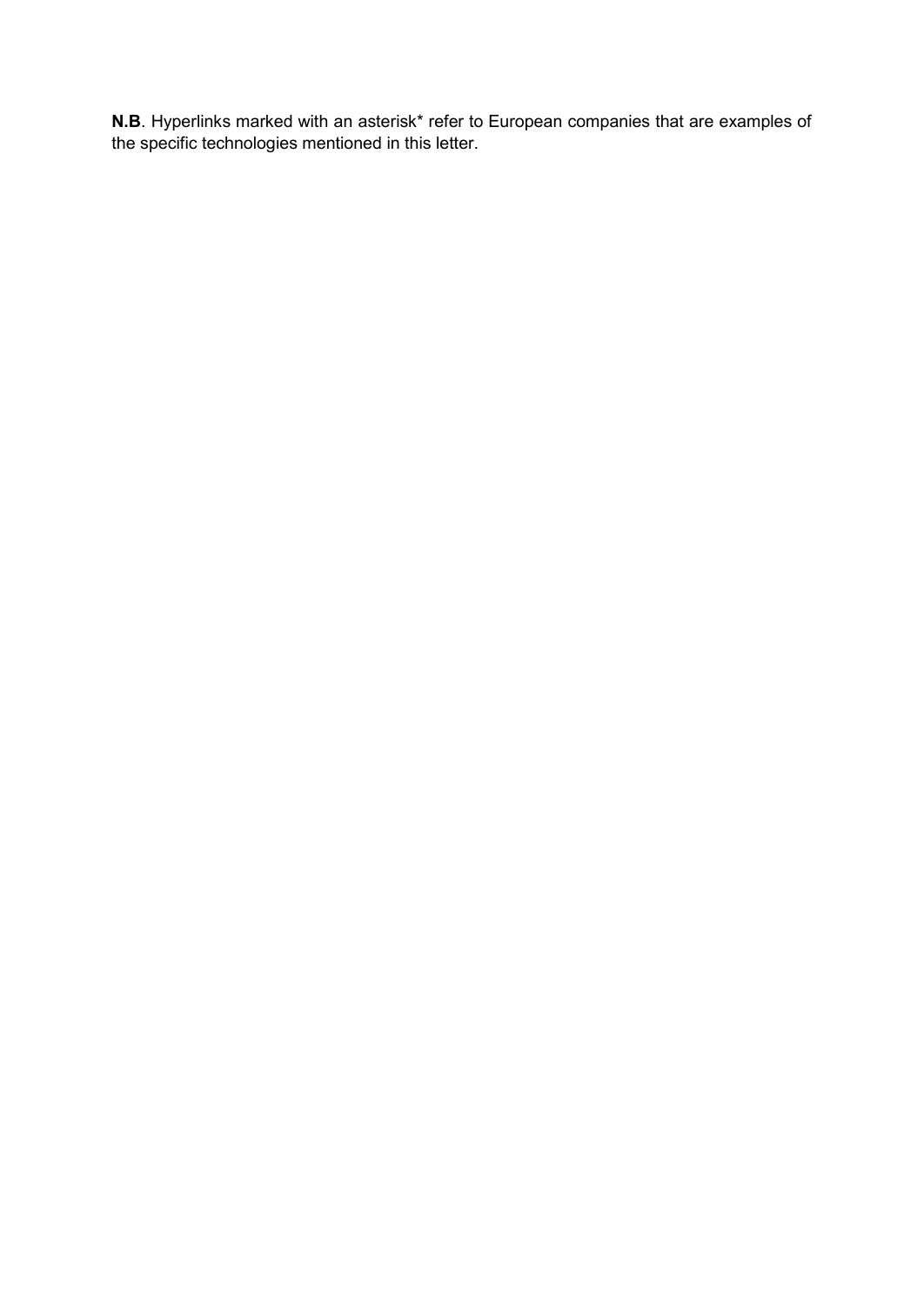**N.B**. Hyperlinks marked with an asterisk* refer to European companies that are examples of the specific technologies mentioned in this letter.